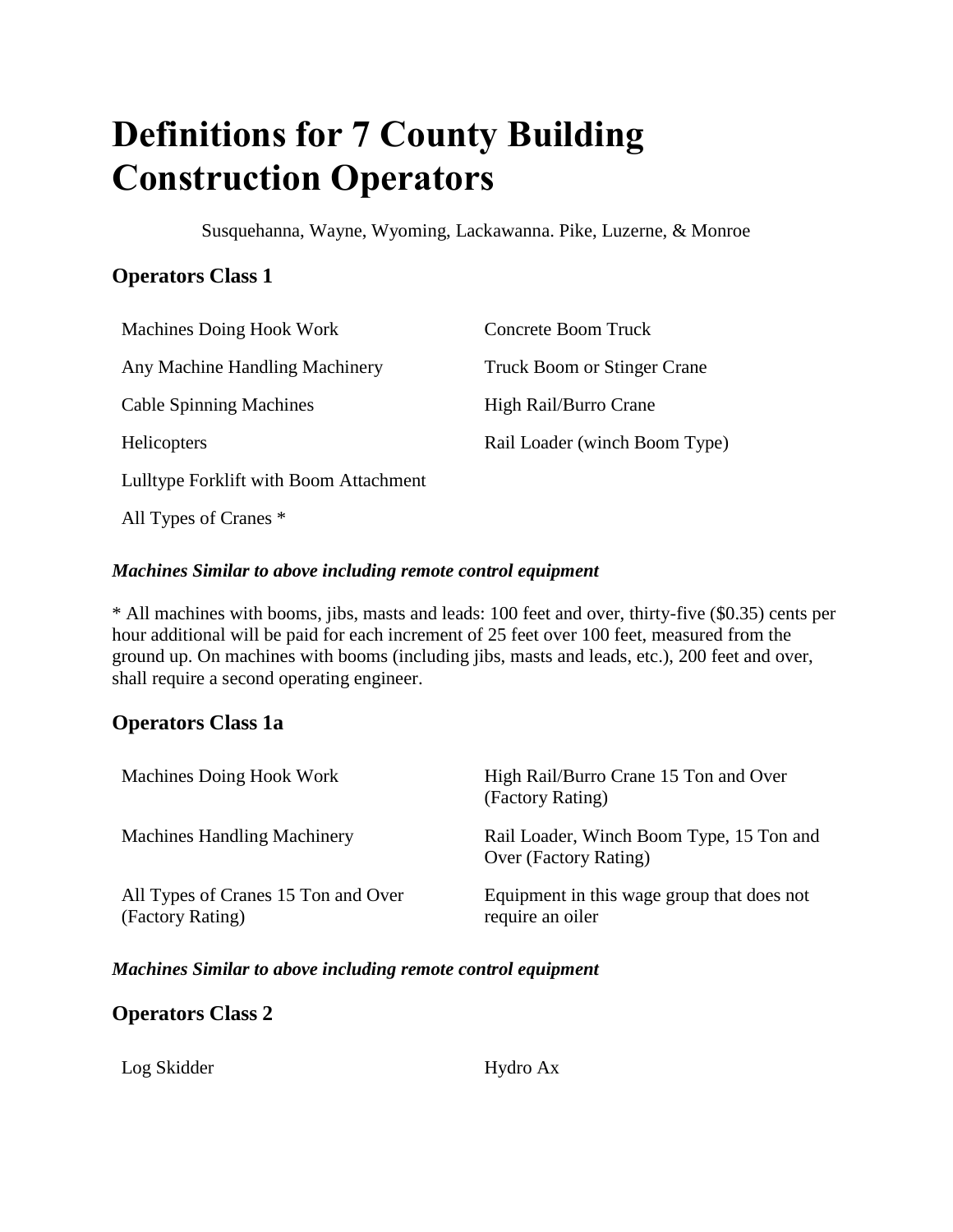# Definitions for 7 County Building Construction Operators

Susquehanna, Wayne, Wyoming, Lackawanna. Pike, Luzerne, & Monroe

## Operators Class 1

| | |
|---|---|
| Machines Doing Hook Work | Concrete Boom Truck |
| Any Machine Handling Machinery | Truck Boom or Stinger Crane |
| Cable Spinning Machines | High Rail/Burro Crane |
| Helicopters | Rail Loader (winch Boom Type) |
| Lulltype Forklift with Boom Attachment | |
| All Types of Cranes * | |

***Machines Similar to above including remote control equipment***

* All machines with booms, jibs, masts and leads: 100 feet and over, thirty-five ($0.35) cents per hour additional will be paid for each increment of 25 feet over 100 feet, measured from the ground up. On machines with booms (including jibs, masts and leads, etc.), 200 feet and over, shall require a second operating engineer.

## Operators Class 1a

| | |
|---|---|
| Machines Doing Hook Work | High Rail/Burro Crane 15 Ton and Over (Factory Rating) |
| Machines Handling Machinery | Rail Loader, Winch Boom Type, 15 Ton and Over (Factory Rating) |
| All Types of Cranes 15 Ton and Over (Factory Rating) | Equipment in this wage group that does not require an oiler |

***Machines Similar to above including remote control equipment***

## Operators Class 2

| | |
|---|---|
| Log Skidder | Hydro Ax |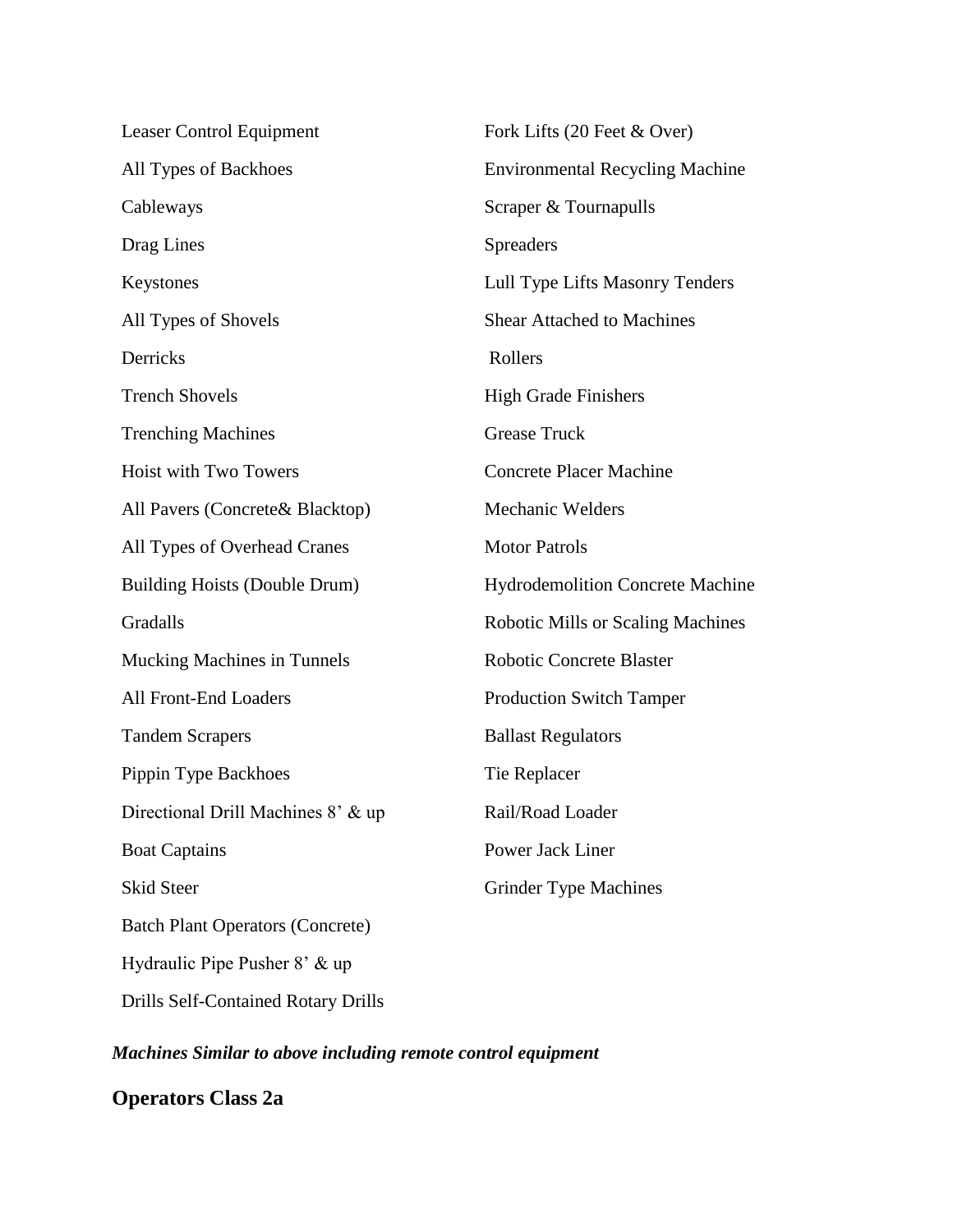Leaser Control Equipment

All Types of Backhoes

Cableways

Drag Lines

Keystones

All Types of Shovels

Derricks

Trench Shovels

Trenching Machines

Hoist with Two Towers

All Pavers (Concrete& Blacktop)

All Types of Overhead Cranes

Building Hoists (Double Drum)

Gradalls

Mucking Machines in Tunnels

All Front-End Loaders

Tandem Scrapers

Pippin Type Backhoes

Directional Drill Machines 8' & up

Boat Captains

Skid Steer

Batch Plant Operators (Concrete)

Hydraulic Pipe Pusher 8' & up

Drills Self-Contained Rotary Drills

Fork Lifts (20 Feet & Over)

Environmental Recycling Machine

Scraper & Tournapulls

Spreaders

Lull Type Lifts Masonry Tenders

Shear Attached to Machines

Rollers

High Grade Finishers

Grease Truck

Concrete Placer Machine

Mechanic Welders

Motor Patrols

Hydrodemolition Concrete Machine

Robotic Mills or Scaling Machines

Robotic Concrete Blaster

Production Switch Tamper

Ballast Regulators

Tie Replacer

Rail/Road Loader

Power Jack Liner

Grinder Type Machines

***Machines Similar to above including remote control equipment***

## Operators Class 2a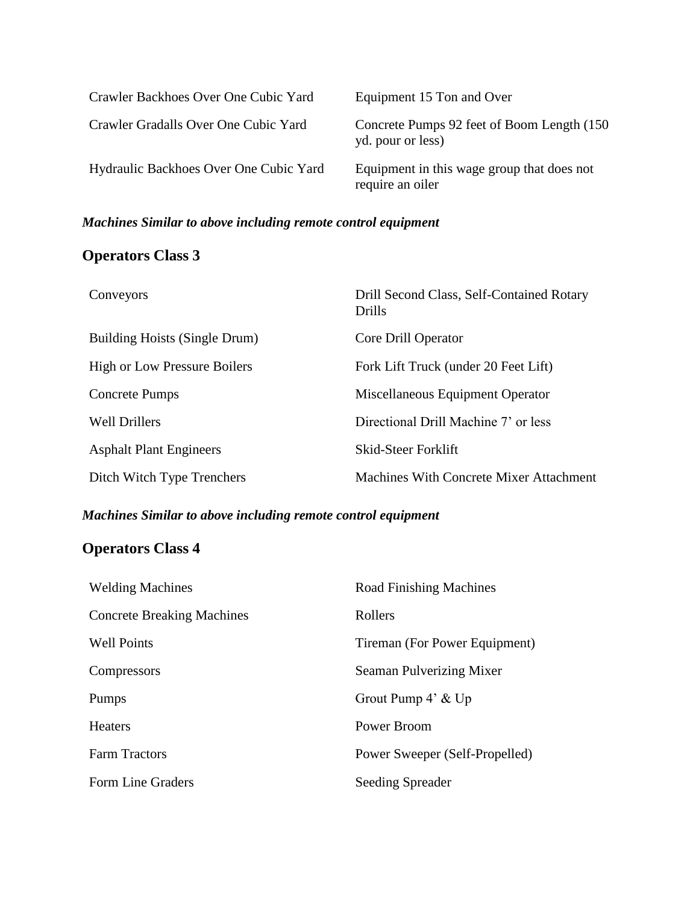| | |
|---|---|
| Crawler Backhoes Over One Cubic Yard | Equipment 15 Ton and Over |
| Crawler Gradalls Over One Cubic Yard | Concrete Pumps 92 feet of Boom Length (150 yd. pour or less) |
| Hydraulic Backhoes Over One Cubic Yard | Equipment in this wage group that does not require an oiler |

***Machines Similar to above including remote control equipment***

## Operators Class 3

| | |
|---|---|
| Conveyors | Drill Second Class, Self-Contained Rotary Drills |
| Building Hoists (Single Drum) | Core Drill Operator |
| High or Low Pressure Boilers | Fork Lift Truck (under 20 Feet Lift) |
| Concrete Pumps | Miscellaneous Equipment Operator |
| Well Drillers | Directional Drill Machine 7' or less |
| Asphalt Plant Engineers | Skid-Steer Forklift |
| Ditch Witch Type Trenchers | Machines With Concrete Mixer Attachment |

***Machines Similar to above including remote control equipment***

## Operators Class 4

| | |
|---|---|
| Welding Machines | Road Finishing Machines |
| Concrete Breaking Machines | Rollers |
| Well Points | Tireman (For Power Equipment) |
| Compressors | Seaman Pulverizing Mixer |
| Pumps | Grout Pump 4' & Up |
| Heaters | Power Broom |
| Farm Tractors | Power Sweeper (Self-Propelled) |
| Form Line Graders | Seeding Spreader |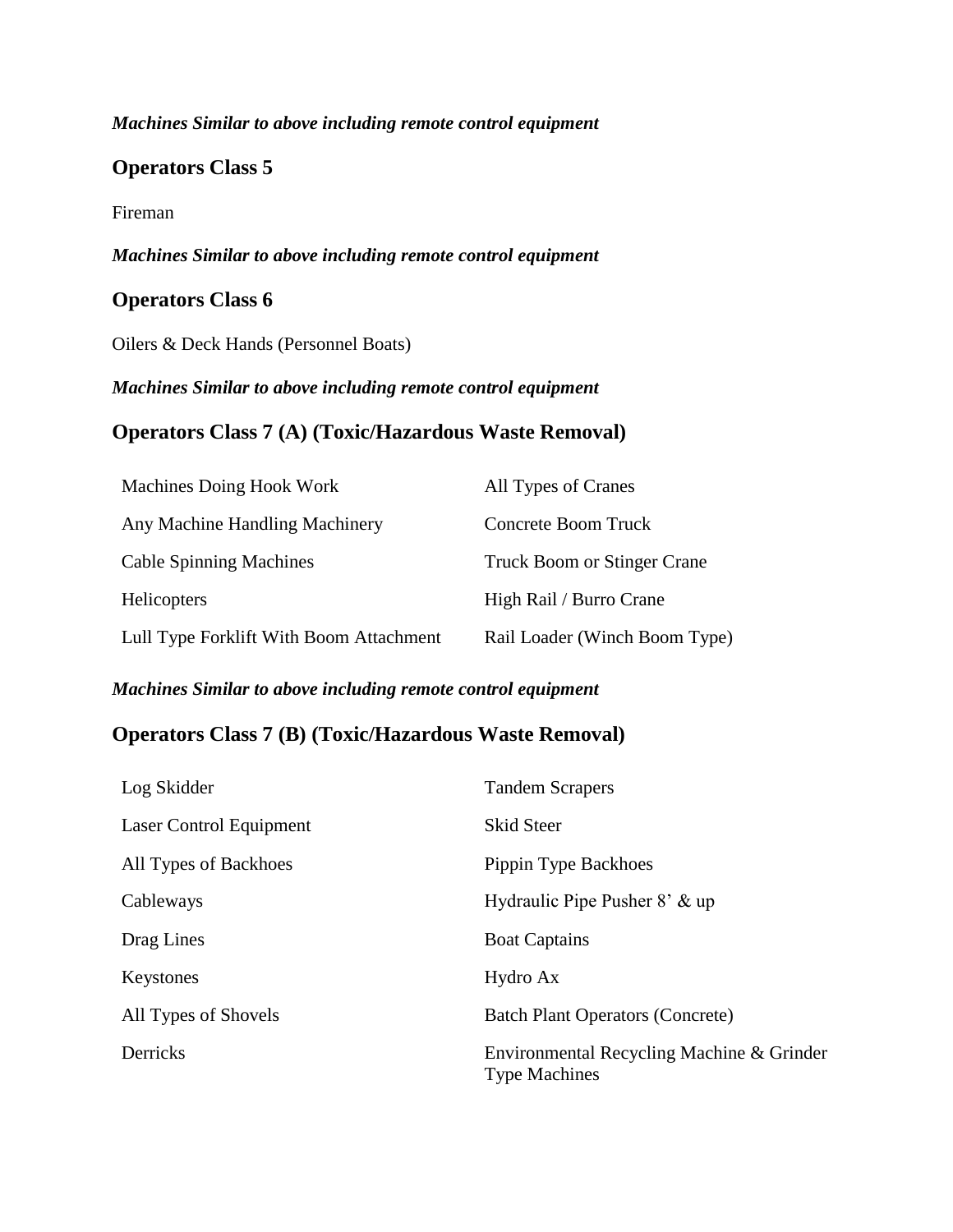***Machines Similar to above including remote control equipment***

## Operators Class 5

Fireman

***Machines Similar to above including remote control equipment***

## Operators Class 6

Oilers & Deck Hands (Personnel Boats)

***Machines Similar to above including remote control equipment***

## Operators Class 7 (A) (Toxic/Hazardous Waste Removal)

| | |
|---|---|
| Machines Doing Hook Work | All Types of Cranes |
| Any Machine Handling Machinery | Concrete Boom Truck |
| Cable Spinning Machines | Truck Boom or Stinger Crane |
| Helicopters | High Rail / Burro Crane |
| Lull Type Forklift With Boom Attachment | Rail Loader (Winch Boom Type) |

***Machines Similar to above including remote control equipment***

## Operators Class 7 (B) (Toxic/Hazardous Waste Removal)

| | |
|---|---|
| Log Skidder | Tandem Scrapers |
| Laser Control Equipment | Skid Steer |
| All Types of Backhoes | Pippin Type Backhoes |
| Cableways | Hydraulic Pipe Pusher 8' & up |
| Drag Lines | Boat Captains |
| Keystones | Hydro Ax |
| All Types of Shovels | Batch Plant Operators (Concrete) |
| Derricks | Environmental Recycling Machine & Grinder Type Machines |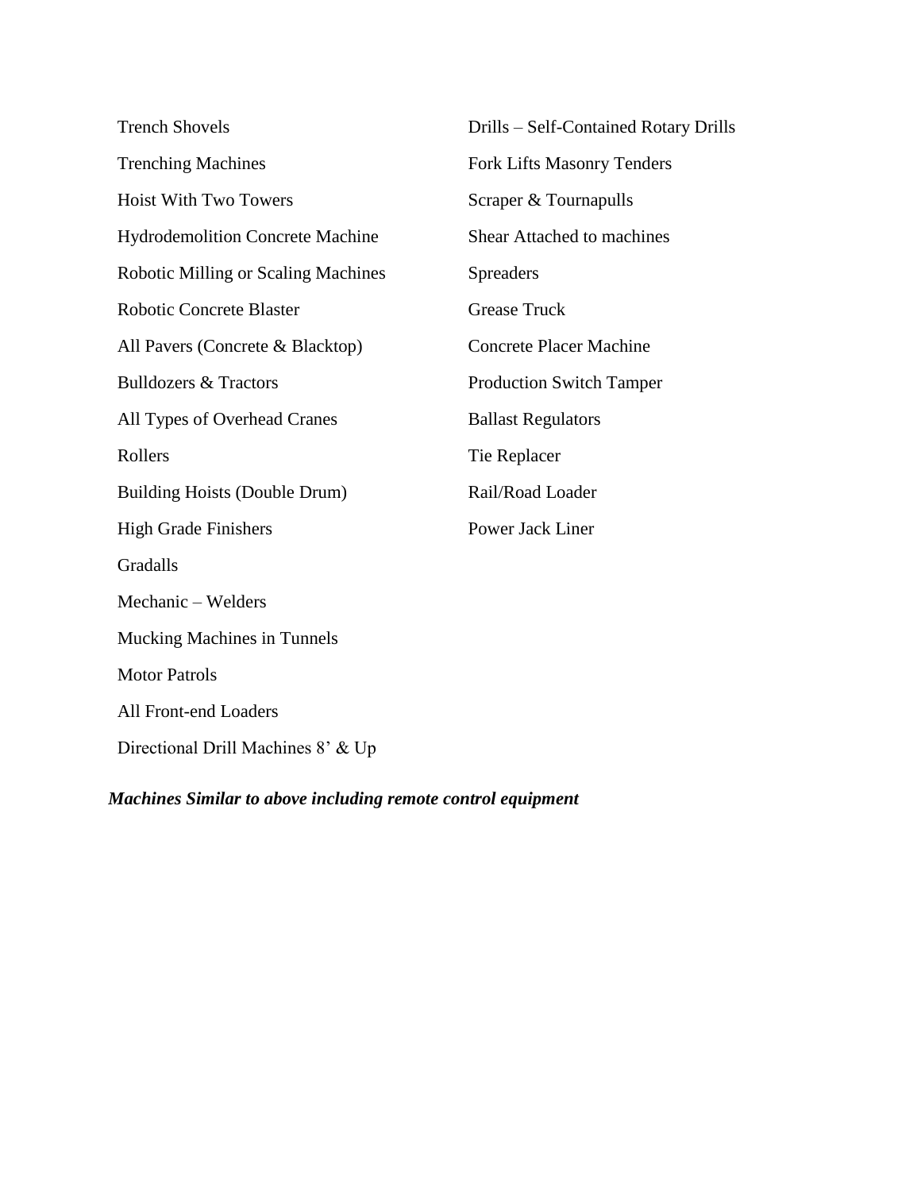Trench Shovels

Trenching Machines

Hoist With Two Towers

Hydrodemolition Concrete Machine

Robotic Milling or Scaling Machines

Robotic Concrete Blaster

All Pavers (Concrete & Blacktop)

Bulldozers & Tractors

All Types of Overhead Cranes

Rollers

Building Hoists (Double Drum)

High Grade Finishers

Gradalls

Mechanic – Welders

Mucking Machines in Tunnels

Motor Patrols

All Front-end Loaders

Directional Drill Machines 8' & Up

Drills – Self-Contained Rotary Drills

Fork Lifts Masonry Tenders

Scraper & Tournapulls

Shear Attached to machines

Spreaders

Grease Truck

Concrete Placer Machine

Production Switch Tamper

Ballast Regulators

Tie Replacer

Rail/Road Loader

Power Jack Liner

***Machines Similar to above including remote control equipment***